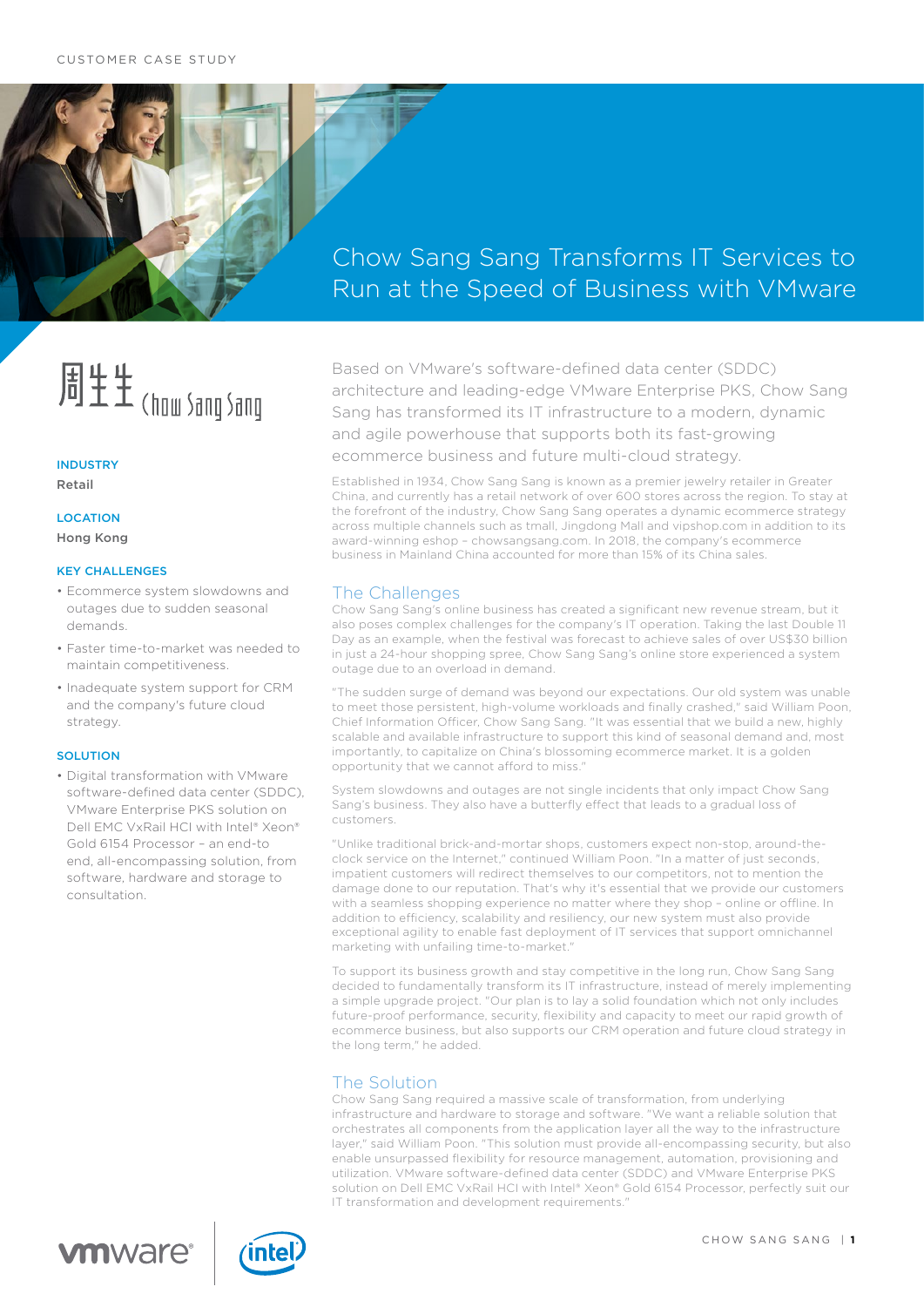CUSTOMER CASE STUDY

# Chow Sang Sang Transforms IT Services to Run at the Speed of Business with VMware

周生生 Chow Sang Sang

**INDUSTRY**

Retail

**LOCATION**

Hong Kong

**KEY CHALLENGES**

- Ecommerce system slowdowns and outages due to sudden seasonal demands.
- Faster time-to-market was needed to maintain competitiveness.
- Inadequate system support for CRM and the company's future cloud strategy.

**SOLUTION**

- Digital transformation with VMware software-defined data center (SDDC), VMware Enterprise PKS solution on Dell EMC VxRail HCI with Intel® Xeon® Gold 6154 Processor – an end-to end, all-encompassing solution, from software, hardware and storage to consultation.

Based on VMware's software-defined data center (SDDC) architecture and leading-edge VMware Enterprise PKS, Chow Sang Sang has transformed its IT infrastructure to a modern, dynamic and agile powerhouse that supports both its fast-growing ecommerce business and future multi-cloud strategy.

Established in 1934, Chow Sang Sang is known as a premier jewelry retailer in Greater China, and currently has a retail network of over 600 stores across the region. To stay at the forefront of the industry, Chow Sang Sang operates a dynamic ecommerce strategy across multiple channels such as tmall, Jingdong Mall and vipshop.com in addition to its award-winning eshop – chowsangsang.com. In 2018, the company's ecommerce business in Mainland China accounted for more than 15% of its China sales.

## The Challenges

Chow Sang Sang's online business has created a significant new revenue stream, but it also poses complex challenges for the company's IT operation. Taking the last Double 11 Day as an example, when the festival was forecast to achieve sales of over US$30 billion in just a 24-hour shopping spree, Chow Sang Sang's online store experienced a system outage due to an overload in demand.

"The sudden surge of demand was beyond our expectations. Our old system was unable to meet those persistent, high-volume workloads and finally crashed," said William Poon, Chief Information Officer, Chow Sang Sang. "It was essential that we build a new, highly scalable and available infrastructure to support this kind of seasonal demand and, most importantly, to capitalize on China's blossoming ecommerce market. It is a golden opportunity that we cannot afford to miss."

System slowdowns and outages are not single incidents that only impact Chow Sang Sang's business. They also have a butterfly effect that leads to a gradual loss of customers.

"Unlike traditional brick-and-mortar shops, customers expect non-stop, around-the-clock service on the Internet," continued William Poon. "In a matter of just seconds, impatient customers will redirect themselves to our competitors, not to mention the damage done to our reputation. That's why it's essential that we provide our customers with a seamless shopping experience no matter where they shop – online or offline. In addition to efficiency, scalability and resiliency, our new system must also provide exceptional agility to enable fast deployment of IT services that support omnichannel marketing with unfailing time-to-market."

To support its business growth and stay competitive in the long run, Chow Sang Sang decided to fundamentally transform its IT infrastructure, instead of merely implementing a simple upgrade project. "Our plan is to lay a solid foundation which not only includes future-proof performance, security, flexibility and capacity to meet our rapid growth of ecommerce business, but also supports our CRM operation and future cloud strategy in the long term," he added.

## The Solution

Chow Sang Sang required a massive scale of transformation, from underlying infrastructure and hardware to storage and software. "We want a reliable solution that orchestrates all components from the application layer all the way to the infrastructure layer," said William Poon. "This solution must provide all-encompassing security, but also enable unsurpassed flexibility for resource management, automation, provisioning and utilization. VMware software-defined data center (SDDC) and VMware Enterprise PKS solution on Dell EMC VxRail HCI with Intel® Xeon® Gold 6154 Processor, perfectly suit our IT transformation and development requirements."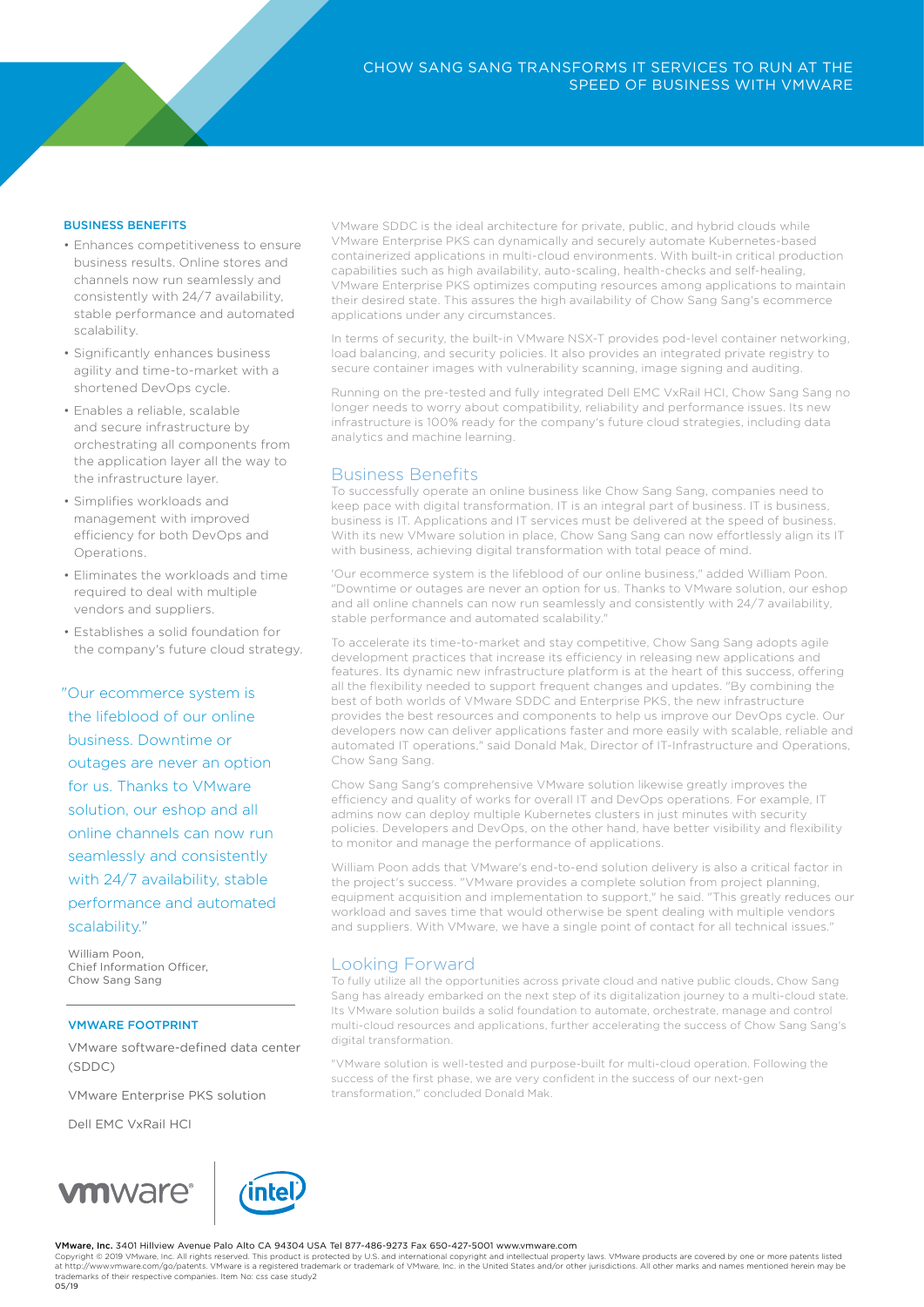## BUSINESS BENEFITS

- Enhances competitiveness to ensure business results. Online stores and channels now run seamlessly and consistently with 24/7 availability, stable performance and automated scalability.
- Significantly enhances business agility and time-to-market with a shortened DevOps cycle.
- Enables a reliable, scalable and secure infrastructure by orchestrating all components from the application layer all the way to the infrastructure layer.
- Simplifies workloads and management with improved efficiency for both DevOps and Operations.
- Eliminates the workloads and time required to deal with multiple vendors and suppliers.
- Establishes a solid foundation for the company's future cloud strategy.

"Our ecommerce system is the lifeblood of our online business. Downtime or outages are never an option for us. Thanks to VMware solution, our eshop and all online channels can now run seamlessly and consistently with 24/7 availability, stable performance and automated scalability."

William Poon,
Chief Information Officer,
Chow Sang Sang

## VMWARE FOOTPRINT

VMware software-defined data center (SDDC)

VMware Enterprise PKS solution

Dell EMC VxRail HCI

VMware SDDC is the ideal architecture for private, public, and hybrid clouds while VMware Enterprise PKS can dynamically and securely automate Kubernetes-based containerized applications in multi-cloud environments. With built-in critical production capabilities such as high availability, auto-scaling, health-checks and self-healing, VMware Enterprise PKS optimizes computing resources among applications to maintain their desired state. This assures the high availability of Chow Sang Sang's ecommerce applications under any circumstances.

In terms of security, the built-in VMware NSX-T provides pod-level container networking, load balancing, and security policies. It also provides an integrated private registry to secure container images with vulnerability scanning, image signing and auditing.

Running on the pre-tested and fully integrated Dell EMC VxRail HCI, Chow Sang Sang no longer needs to worry about compatibility, reliability and performance issues. Its new infrastructure is 100% ready for the company's future cloud strategies, including data analytics and machine learning.

## Business Benefits

To successfully operate an online business like Chow Sang Sang, companies need to keep pace with digital transformation. IT is an integral part of business. IT is business, business is IT. Applications and IT services must be delivered at the speed of business. With its new VMware solution in place, Chow Sang Sang can now effortlessly align its IT with business, achieving digital transformation with total peace of mind.

'Our ecommerce system is the lifeblood of our online business," added William Poon. "Downtime or outages are never an option for us. Thanks to VMware solution, our eshop and all online channels can now run seamlessly and consistently with 24/7 availability, stable performance and automated scalability."

To accelerate its time-to-market and stay competitive, Chow Sang Sang adopts agile development practices that increase its efficiency in releasing new applications and features. Its dynamic new infrastructure platform is at the heart of this success, offering all the flexibility needed to support frequent changes and updates. "By combining the best of both worlds of VMware SDDC and Enterprise PKS, the new infrastructure provides the best resources and components to help us improve our DevOps cycle. Our developers now can deliver applications faster and more easily with scalable, reliable and automated IT operations," said Donald Mak, Director of IT-Infrastructure and Operations, Chow Sang Sang.

Chow Sang Sang's comprehensive VMware solution likewise greatly improves the efficiency and quality of works for overall IT and DevOps operations. For example, IT admins now can deploy multiple Kubernetes clusters in just minutes with security policies. Developers and DevOps, on the other hand, have better visibility and flexibility to monitor and manage the performance of applications.

William Poon adds that VMware's end-to-end solution delivery is also a critical factor in the project's success. "VMware provides a complete solution from project planning, equipment acquisition and implementation to support," he said. "This greatly reduces our workload and saves time that would otherwise be spent dealing with multiple vendors and suppliers. With VMware, we have a single point of contact for all technical issues."

## Looking Forward

To fully utilize all the opportunities across private cloud and native public clouds, Chow Sang Sang has already embarked on the next step of its digitalization journey to a multi-cloud state. Its VMware solution builds a solid foundation to automate, orchestrate, manage and control multi-cloud resources and applications, further accelerating the success of Chow Sang Sang's digital transformation.

"VMware solution is well-tested and purpose-built for multi-cloud operation. Following the success of the first phase, we are very confident in the success of our next-gen transformation," concluded Donald Mak.

**VMware, Inc.** 3401 Hillview Avenue Palo Alto CA 94304 USA Tel 877-486-9273 Fax 650-427-5001 www.vmware.com
Copyright © 2019 VMware, Inc. All rights reserved. This product is protected by U.S. and international copyright and intellectual property laws. VMware products are covered by one or more patents listed at http://www.vmware.com/go/patents. VMware is a registered trademark or trademark of VMware, Inc. in the United States and/or other jurisdictions. All other marks and names mentioned herein may be trademarks of their respective companies. Item No: css case study2
05/19